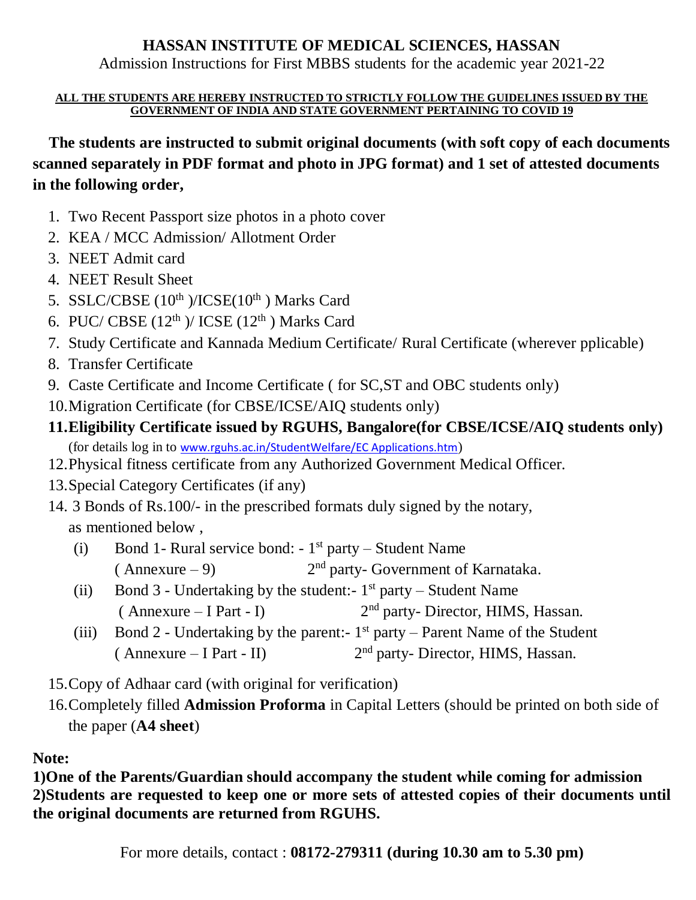# HASSAN INSTITUTE OF MEDICAL SCIENCES, HASSAN

Admission Instructions for First MBBS students for the academic year 2021-22

**ALL THE STUDENTS ARE HEREBY INSTRUCTED TO STRICTLY FOLLOW THE GUIDELINES ISSUED BY THE GOVERNMENT OF INDIA AND STATE GOVERNMENT PERTAINING TO COVID 19**

**The students are instructed to submit original documents (with soft copy of each documents scanned separately in PDF format and photo in JPG format) and 1 set of attested documents in the following order,**

1. Two Recent Passport size photos in a photo cover
2. KEA / MCC Admission/ Allotment Order
3. NEET Admit card
4. NEET Result Sheet
5. SSLC/CBSE (10th )/ICSE(10th ) Marks Card
6. PUC/ CBSE (12th )/ ICSE (12th ) Marks Card
7. Study Certificate and Kannada Medium Certificate/ Rural Certificate (wherever pplicable)
8. Transfer Certificate
9. Caste Certificate and Income Certificate ( for SC,ST and OBC students only)
10. Migration Certificate (for CBSE/ICSE/AIQ students only)
11. **Eligibility Certificate issued by RGUHS, Bangalore(for CBSE/ICSE/AIQ students only)** (for details log in to www.rguhs.ac.in/StudentWelfare/EC Applications.htm)
12. Physical fitness certificate from any Authorized Government Medical Officer.
13. Special Category Certificates (if any)
14. 3 Bonds of Rs.100/- in the prescribed formats duly signed by the notary, as mentioned below ,
    - (i) Bond 1- Rural service bond: - 1st party – Student Name ( Annexure – 9) 2nd party- Government of Karnataka.
    - (ii) Bond 3 - Undertaking by the student:- 1st party – Student Name ( Annexure – I Part - I) 2nd party- Director, HIMS, Hassan.
    - (iii) Bond 2 - Undertaking by the parent:- 1st party – Parent Name of the Student ( Annexure – I Part - II) 2nd party- Director, HIMS, Hassan.
15. Copy of Adhaar card (with original for verification)
16. Completely filled **Admission Proforma** in Capital Letters (should be printed on both side of the paper (**A4 sheet**)

**Note:**

**1)One of the Parents/Guardian should accompany the student while coming for admission**
**2)Students are requested to keep one or more sets of attested copies of their documents until the original documents are returned from RGUHS.**

For more details, contact : **08172-279311 (during 10.30 am to 5.30 pm)**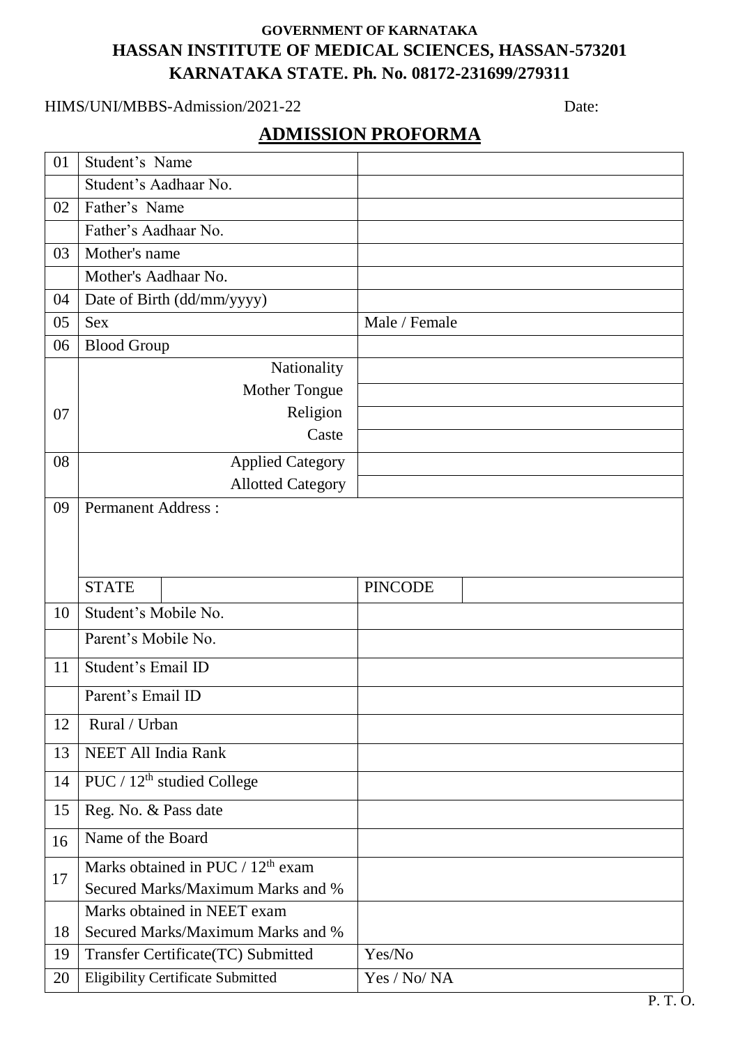**GOVERNMENT OF KARNATAKA**

**HASSAN INSTITUTE OF MEDICAL SCIENCES, HASSAN-573201**

**KARNATAKA STATE. Ph. No. 08172-231699/279311**

HIMS/UNI/MBBS-Admission/2021-22 Date:

## ADMISSION PROFORMA

| | | | | |
|---|---|---|---|---|
| 01 | Student's Name | | | |
| | Student's Aadhaar No. | | | |
| 02 | Father's Name | | | |
| | Father's Aadhaar No. | | | |
| 03 | Mother's name | | | |
| | Mother's Aadhaar No. | | | |
| 04 | Date of Birth (dd/mm/yyyy) | | | |
| 05 | Sex | | Male / Female | |
| 06 | Blood Group | | | |
| 07 | Nationality | | | |
| | Mother Tongue | | | |
| | Religion | | | |
| | Caste | | | |
| 08 | Applied Category | | | |
| | Allotted Category | | | |
| 09 | Permanent Address : | | | |
| | STATE | | PINCODE | |
| 10 | Student's Mobile No. | | | |
| | Parent's Mobile No. | | | |
| 11 | Student's Email ID | | | |
| | Parent's Email ID | | | |
| 12 | Rural / Urban | | | |
| 13 | NEET All India Rank | | | |
| 14 | PUC / 12th studied College | | | |
| 15 | Reg. No. & Pass date | | | |
| 16 | Name of the Board | | | |
| 17 | Marks obtained in PUC / 12th exam Secured Marks/Maximum Marks and % | | | |
| 18 | Marks obtained in NEET exam Secured Marks/Maximum Marks and % | | | |
| 19 | Transfer Certificate(TC) Submitted | | Yes/No | |
| 20 | Eligibility Certificate Submitted | | Yes / No/ NA | |

P. T. O.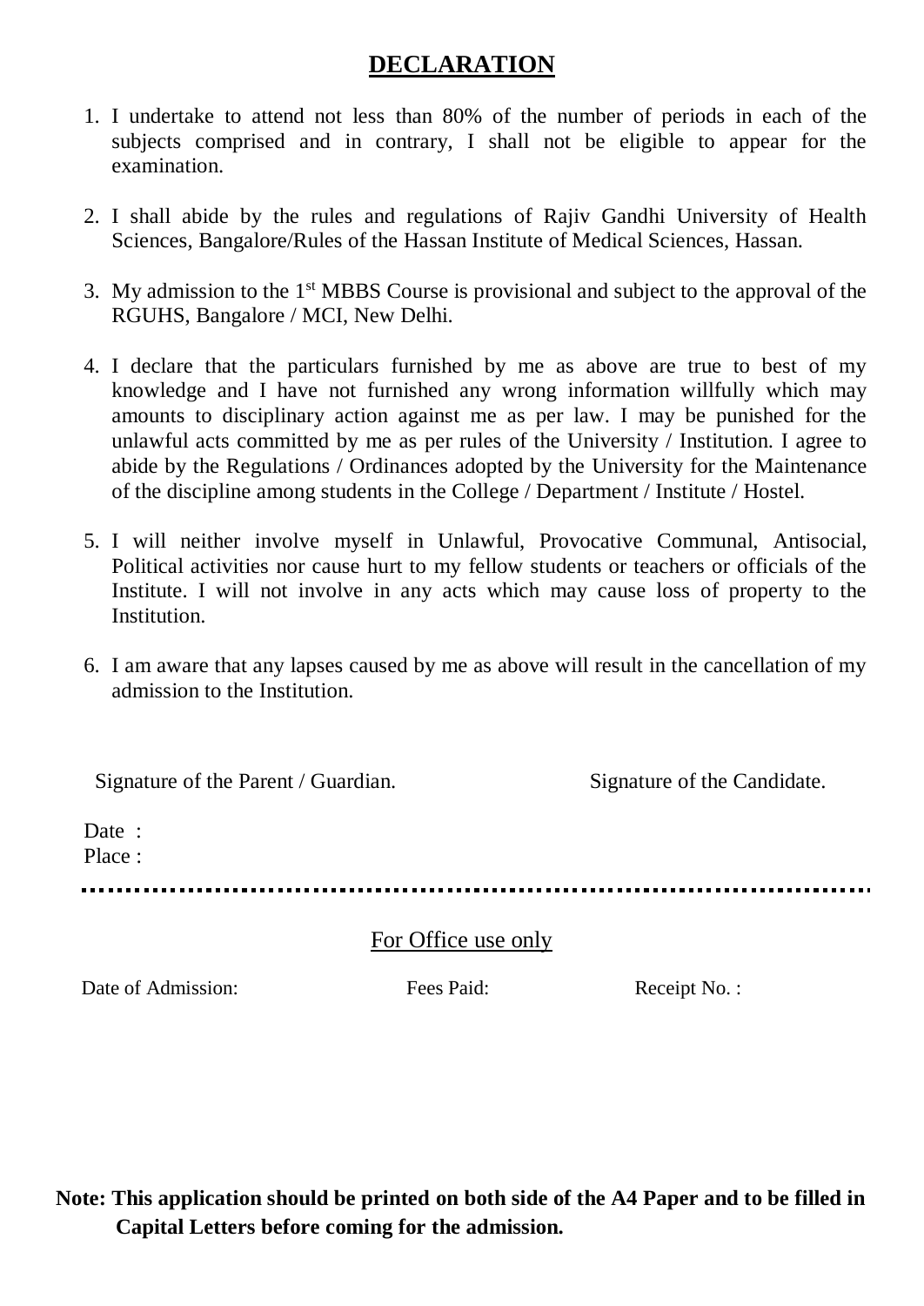# DECLARATION

1. I undertake to attend not less than 80% of the number of periods in each of the subjects comprised and in contrary, I shall not be eligible to appear for the examination.

2. I shall abide by the rules and regulations of Rajiv Gandhi University of Health Sciences, Bangalore/Rules of the Hassan Institute of Medical Sciences, Hassan.

3. My admission to the 1st MBBS Course is provisional and subject to the approval of the RGUHS, Bangalore / MCI, New Delhi.

4. I declare that the particulars furnished by me as above are true to best of my knowledge and I have not furnished any wrong information willfully which may amounts to disciplinary action against me as per law. I may be punished for the unlawful acts committed by me as per rules of the University / Institution. I agree to abide by the Regulations / Ordinances adopted by the University for the Maintenance of the discipline among students in the College / Department / Institute / Hostel.

5. I will neither involve myself in Unlawful, Provocative Communal, Antisocial, Political activities nor cause hurt to my fellow students or teachers or officials of the Institute. I will not involve in any acts which may cause loss of property to the Institution.

6. I am aware that any lapses caused by me as above will result in the cancellation of my admission to the Institution.

Signature of the Parent / Guardian. Signature of the Candidate.

Date :
Place :

---

For Office use only

Date of Admission: Fees Paid: Receipt No. :

**Note: This application should be printed on both side of the A4 Paper and to be filled in Capital Letters before coming for the admission.**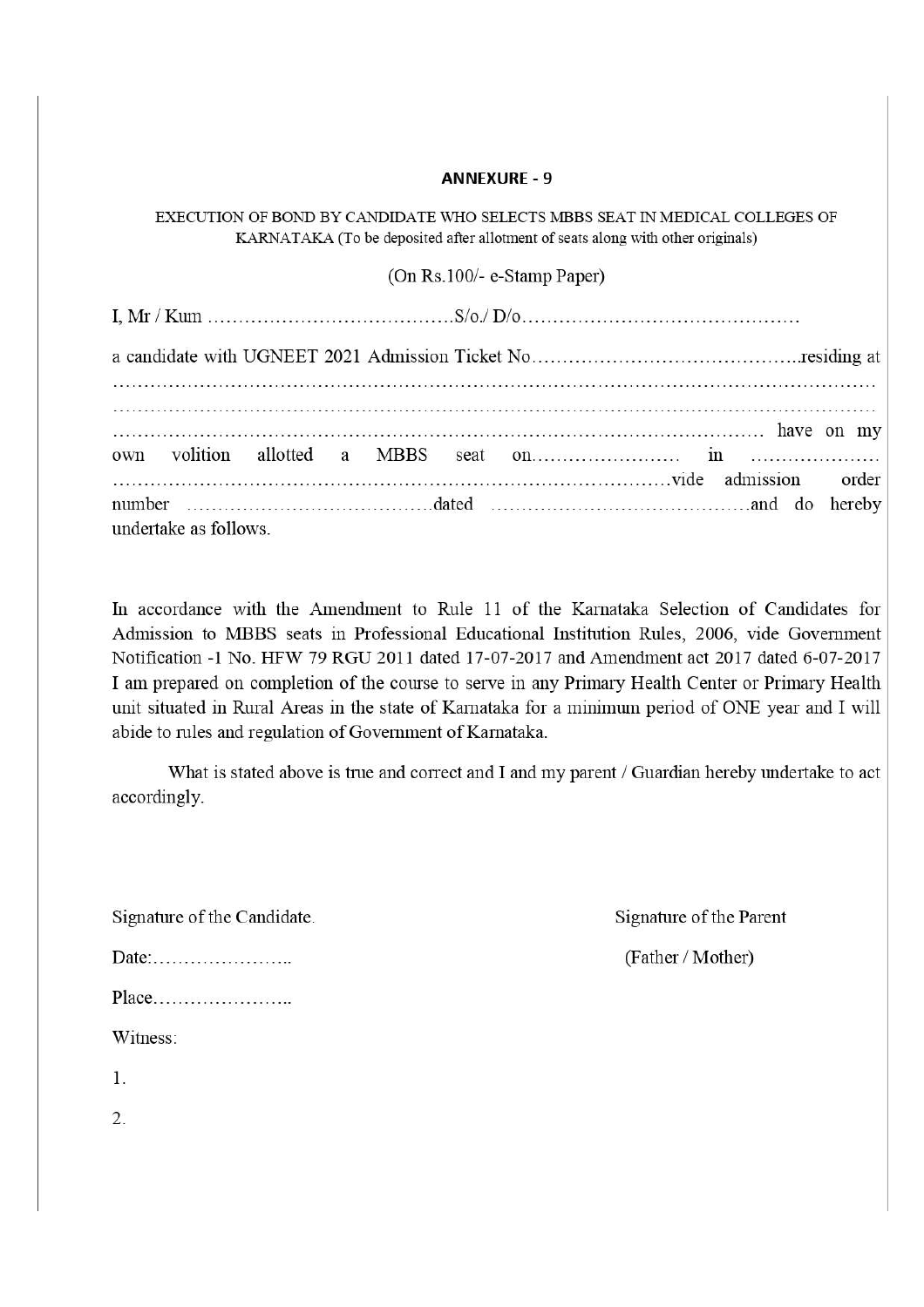## ANNEXURE - 9

EXECUTION OF BOND BY CANDIDATE WHO SELECTS MBBS SEAT IN MEDICAL COLLEGES OF KARNATAKA (To be deposited after allotment of seats along with other originals)

(On Rs.100/- e-Stamp Paper)

I, Mr / Kum …………………………………S/o./ D/o………………………………………

a candidate with UGNEET 2021 Admission Ticket No……………………………………residing at …………………………………………………………………………………………………………… …………………………………………………………………………………………………………… ………………………………………………………………………………………… have on my own volition allotted a MBBS seat on…………………… in ………………… ………………………………………………………………………………vide admission order number …………………………………dated ……………………………………and do hereby undertake as follows.

In accordance with the Amendment to Rule 11 of the Karnataka Selection of Candidates for Admission to MBBS seats in Professional Educational Institution Rules, 2006, vide Government Notification -1 No. HFW 79 RGU 2011 dated 17-07-2017 and Amendment act 2017 dated 6-07-2017 I am prepared on completion of the course to serve in any Primary Health Center or Primary Health unit situated in Rural Areas in the state of Karnataka for a minimum period of ONE year and I will abide to rules and regulation of Government of Karnataka.

What is stated above is true and correct and I and my parent / Guardian hereby undertake to act accordingly.

Signature of the Candidate.

Signature of the Parent
(Father / Mother)

Date:…………………..

Place…………………..

Witness:

1.

2.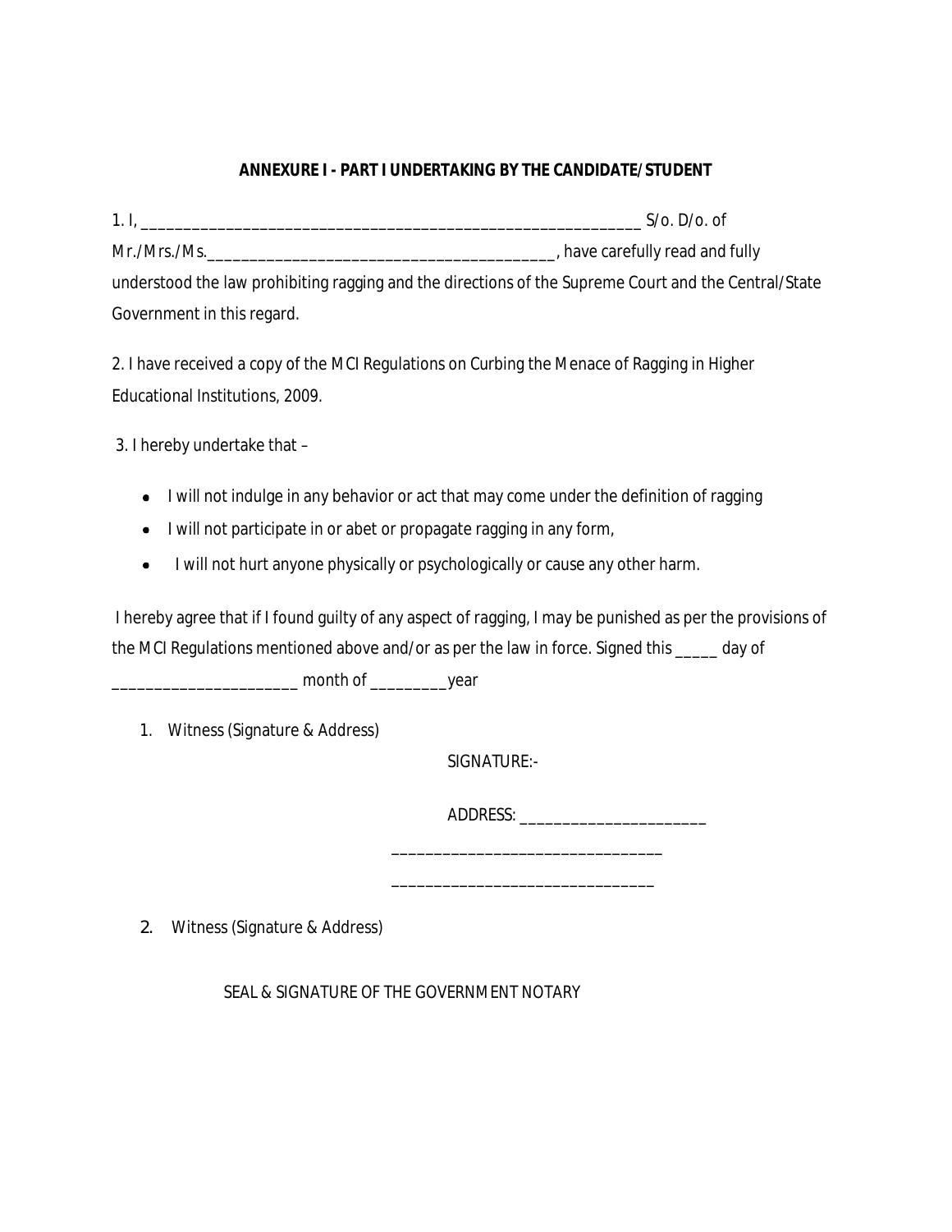**ANNEXURE I - PART I UNDERTAKING BY THE CANDIDATE/STUDENT**

1. I, _____________________________________________________________ S/o. D/o. of Mr./Mrs./Ms.___________________________________________, have carefully read and fully understood the law prohibiting ragging and the directions of the Supreme Court and the Central/State Government in this regard.

2. I have received a copy of the MCI Regulations on Curbing the Menace of Ragging in Higher Educational Institutions, 2009.

3. I hereby undertake that –

- I will not indulge in any behavior or act that may come under the definition of ragging
- I will not participate in or abet or propagate ragging in any form,
- I will not hurt anyone physically or psychologically or cause any other harm.

I hereby agree that if I found guilty of any aspect of ragging, I may be punished as per the provisions of the MCI Regulations mentioned above and/or as per the law in force. Signed this _____ day of ______________________ month of _________year

1. Witness (Signature & Address)

SIGNATURE:-

ADDRESS: ______________________

_________________________________

_______________________________

2. Witness (Signature & Address)

SEAL & SIGNATURE OF THE GOVERNMENT NOTARY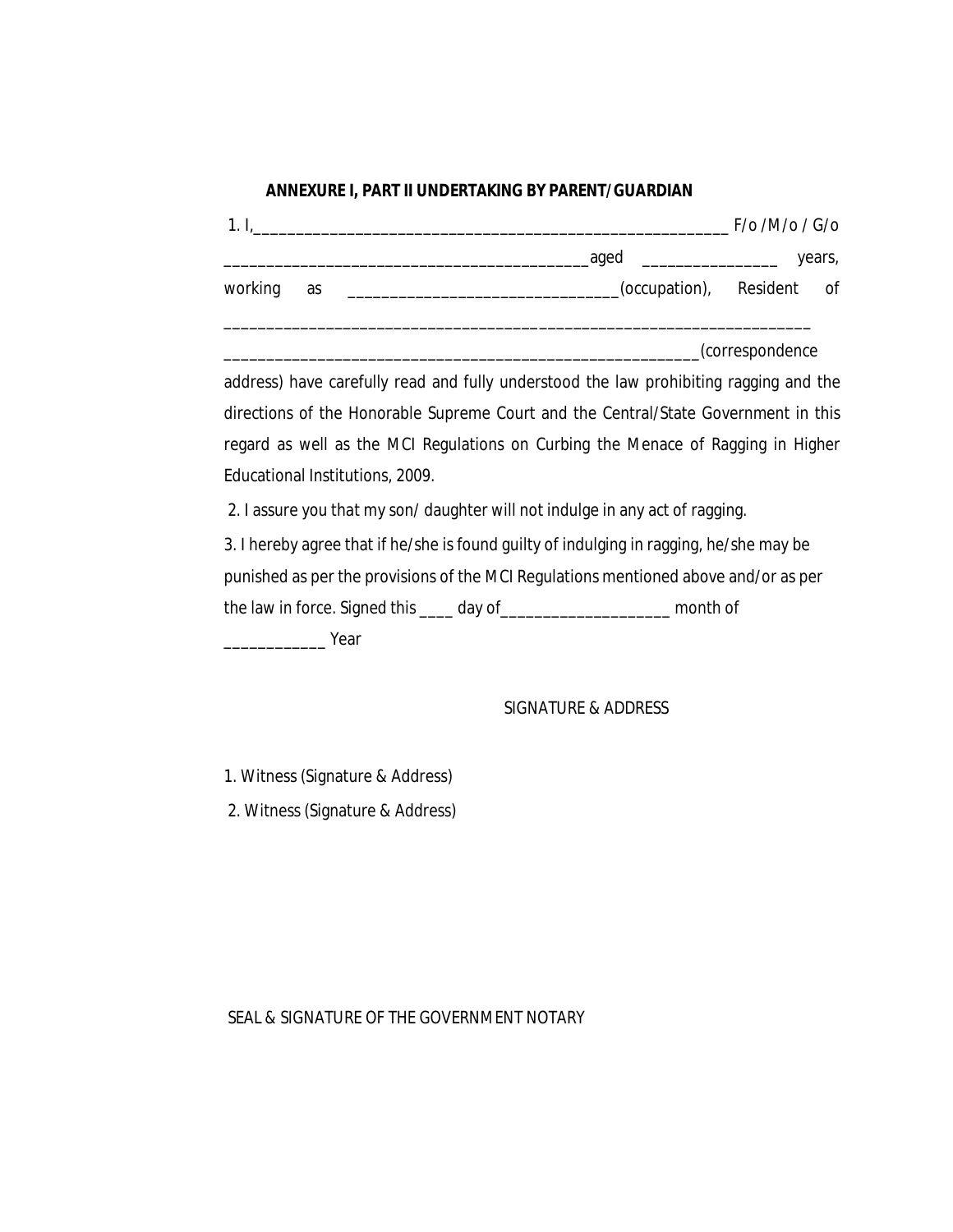**ANNEXURE I, PART II UNDERTAKING BY PARENT/GUARDIAN**

1. I,__________________________________________________________ F/o /M/o / G/o ____________________________________________aged ________________ years, working as ________________________________(occupation), Resident of ______________________________________________________________________ ________________________________________________________(correspondence address) have carefully read and fully understood the law prohibiting ragging and the directions of the Honorable Supreme Court and the Central/State Government in this regard as well as the MCI Regulations on Curbing the Menace of Ragging in Higher Educational Institutions, 2009.

2. I assure you that my son/ daughter will not indulge in any act of ragging.

3. I hereby agree that if he/she is found guilty of indulging in ragging, he/she may be punished as per the provisions of the MCI Regulations mentioned above and/or as per the law in force. Signed this ____ day of____________________ month of ____________ Year

SIGNATURE & ADDRESS

1. Witness (Signature & Address)
2. Witness (Signature & Address)

SEAL & SIGNATURE OF THE GOVERNMENT NOTARY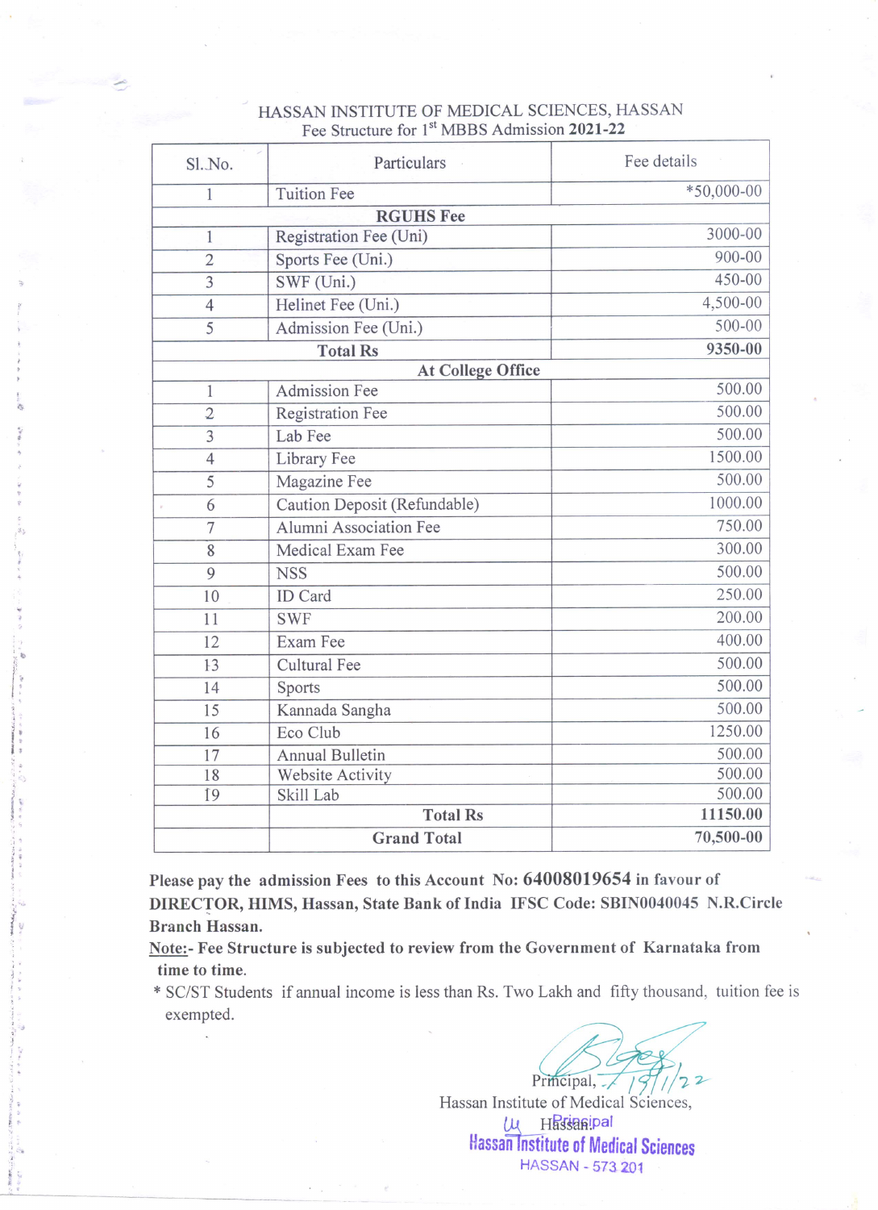HASSAN INSTITUTE OF MEDICAL SCIENCES, HASSAN

Fee Structure for 1st MBBS Admission **2021-22**

| Sl..No. | Particulars | Fee details |
|---|---|---|
| 1 | Tuition Fee | *50,000-00 |
| | **RGUHS Fee** | |
| 1 | Registration Fee (Uni) | 3000-00 |
| 2 | Sports Fee (Uni.) | 900-00 |
| 3 | SWF (Uni.) | 450-00 |
| 4 | Helinet Fee (Uni.) | 4,500-00 |
| 5 | Admission Fee (Uni.) | 500-00 |
| | **Total Rs** | **9350-00** |
| | **At College Office** | |
| 1 | Admission Fee | 500.00 |
| 2 | Registration Fee | 500.00 |
| 3 | Lab Fee | 500.00 |
| 4 | Library Fee | 1500.00 |
| 5 | Magazine Fee | 500.00 |
| 6 | Caution Deposit (Refundable) | 1000.00 |
| 7 | Alumni Association Fee | 750.00 |
| 8 | Medical Exam Fee | 300.00 |
| 9 | NSS | 500.00 |
| 10 | ID Card | 250.00 |
| 11 | SWF | 200.00 |
| 12 | Exam Fee | 400.00 |
| 13 | Cultural Fee | 500.00 |
| 14 | Sports | 500.00 |
| 15 | Kannada Sangha | 500.00 |
| 16 | Eco Club | 1250.00 |
| 17 | Annual Bulletin | 500.00 |
| 18 | Website Activity | 500.00 |
| 19 | Skill Lab | 500.00 |
| | **Total Rs** | **11150.00** |
| | **Grand Total** | **70,500-00** |

**Please pay the admission Fees to this Account No: 64008019654 in favour of DIRECTOR, HIMS, Hassan, State Bank of India IFSC Code: SBIN0040045 N.R.Circle Branch Hassan.**

**Note:- Fee Structure is subjected to review from the Government of Karnataka from time to time.**

\* SC/ST Students if annual income is less than Rs. Two Lakh and fifty thousand, tuition fee is exempted.

Principal, 19/1/22

Hassan Institute of Medical Sciences,

Hassan.

Principal

Hassan Institute of Medical Sciences

HASSAN - 573 201